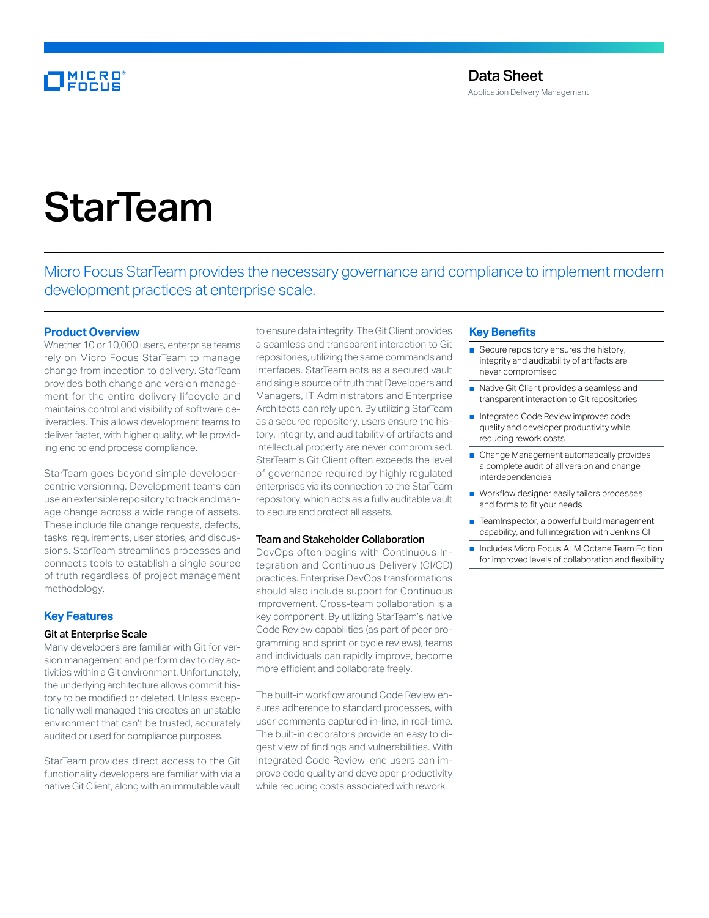Data Sheet

Application Delivery Management

# StarTeam

Micro Focus StarTeam provides the necessary governance and compliance to implement modern development practices at enterprise scale.

## Product Overview

Whether 10 or 10,000 users, enterprise teams rely on Micro Focus StarTeam to manage change from inception to delivery. StarTeam provides both change and version management for the entire delivery lifecycle and maintains control and visibility of software deliverables. This allows development teams to deliver faster, with higher quality, while providing end to end process compliance.

StarTeam goes beyond simple developer-centric versioning. Development teams can use an extensible repository to track and manage change across a wide range of assets. These include file change requests, defects, tasks, requirements, user stories, and discussions. StarTeam streamlines processes and connects tools to establish a single source of truth regardless of project management methodology.

## Key Features

### Git at Enterprise Scale

Many developers are familiar with Git for version management and perform day to day activities within a Git environment. Unfortunately, the underlying architecture allows commit history to be modified or deleted. Unless exceptionally well managed this creates an unstable environment that can't be trusted, accurately audited or used for compliance purposes.

StarTeam provides direct access to the Git functionality developers are familiar with via a native Git Client, along with an immutable vault to ensure data integrity. The Git Client provides a seamless and transparent interaction to Git repositories, utilizing the same commands and interfaces. StarTeam acts as a secured vault and single source of truth that Developers and Managers, IT Administrators and Enterprise Architects can rely upon. By utilizing StarTeam as a secured repository, users ensure the history, integrity, and auditability of artifacts and intellectual property are never compromised. StarTeam's Git Client often exceeds the level of governance required by highly regulated enterprises via its connection to the StarTeam repository, which acts as a fully auditable vault to secure and protect all assets.

### Team and Stakeholder Collaboration

DevOps often begins with Continuous Integration and Continuous Delivery (CI/CD) practices. Enterprise DevOps transformations should also include support for Continuous Improvement. Cross-team collaboration is a key component. By utilizing StarTeam's native Code Review capabilities (as part of peer programming and sprint or cycle reviews), teams and individuals can rapidly improve, become more efficient and collaborate freely.

The built-in workflow around Code Review ensures adherence to standard processes, with user comments captured in-line, in real-time. The built-in decorators provide an easy to digest view of findings and vulnerabilities. With integrated Code Review, end users can improve code quality and developer productivity while reducing costs associated with rework.

## Key Benefits

- Secure repository ensures the history, integrity and auditability of artifacts are never compromised
- Native Git Client provides a seamless and transparent interaction to Git repositories
- Integrated Code Review improves code quality and developer productivity while reducing rework costs
- Change Management automatically provides a complete audit of all version and change interdependencies
- Workflow designer easily tailors processes and forms to fit your needs
- TeamInspector, a powerful build management capability, and full integration with Jenkins CI
- Includes Micro Focus ALM Octane Team Edition for improved levels of collaboration and flexibility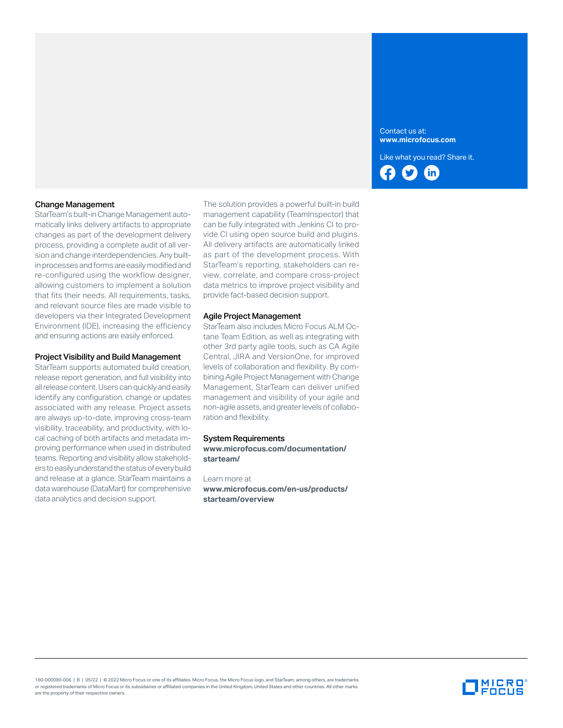Contact us at:
**www.microfocus.com**

Like what you read? Share it.

## Change Management

StarTeam's built-in Change Management automatically links delivery artifacts to appropriate changes as part of the development delivery process, providing a complete audit of all version and change interdependencies. Any built-in processes and forms are easily modified and re-configured using the workflow designer, allowing customers to implement a solution that fits their needs. All requirements, tasks, and relevant source files are made visible to developers via their Integrated Development Environment (IDE), increasing the efficiency and ensuring actions are easily enforced.

## Project Visibility and Build Management

StarTeam supports automated build creation, release report generation, and full visibility into all release content. Users can quickly and easily identify any configuration, change or updates associated with any release. Project assets are always up-to-date, improving cross-team visibility, traceability, and productivity, with local caching of both artifacts and metadata improving performance when used in distributed teams. Reporting and visibility allow stakeholders to easily understand the status of every build and release at a glance. StarTeam maintains a data warehouse (DataMart) for comprehensive data analytics and decision support.

The solution provides a powerful built-in build management capability (TeamInspector) that can be fully integrated with Jenkins CI to provide CI using open source build and plugins. All delivery artifacts are automatically linked as part of the development process. With StarTeam's reporting, stakeholders can review, correlate, and compare cross-project data metrics to improve project visibility and provide fact-based decision support.

## Agile Project Management

StarTeam also includes Micro Focus ALM Octane Team Edition, as well as integrating with other 3rd party agile tools, such as CA Agile Central, JIRA and VersionOne, for improved levels of collaboration and flexibility. By combining Agile Project Management with Change Management, StarTeam can deliver unified management and visibility of your agile and non-agile assets, and greater levels of collaboration and flexibility.

## System Requirements

**www.microfocus.com/documentation/starteam/**

Learn more at
**www.microfocus.com/en-us/products/starteam/overview**

160-000090-006 | B | 05/22 | © 2022 Micro Focus or one of its affiliates. Micro Focus, the Micro Focus logo, and StarTeam, among others, are trademarks or registered trademarks of Micro Focus or its subsidiaries or affiliated companies in the United Kingdom, United States and other countries. All other marks are the property of their respective owners.